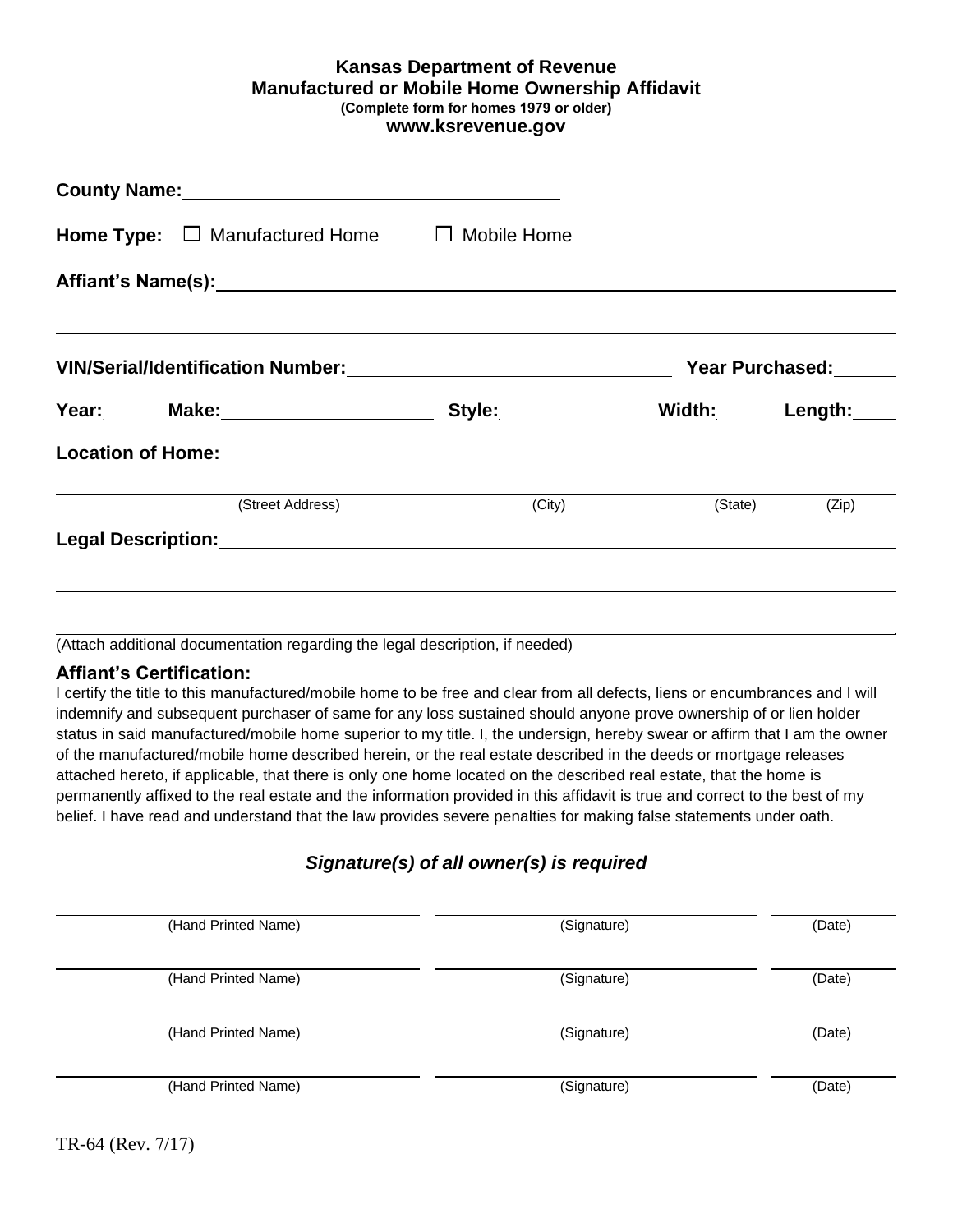**Kansas Department of Revenue**
**Manufactured or Mobile Home Ownership Affidavit**
**(Complete form for homes 1979 or older)**
**www.ksrevenue.gov**

**County Name:** ______________________________

**Home Type:** ☐ Manufactured Home ☐ Mobile Home

**Affiant's Name(s):** ______________________________________________

______________________________________________

**VIN/Serial/Identification Number:** ______________________ **Year Purchased:** ______

**Year:** **Make:** ______________ **Style:** **Width:** **Length:** ____

**Location of Home:**

______________________________________________
(Street Address) (City) (State) (Zip)

**Legal Description:** ______________________________________________

______________________________________________

______________________________________________
(Attach additional documentation regarding the legal description, if needed)

**Affiant's Certification:**

I certify the title to this manufactured/mobile home to be free and clear from all defects, liens or encumbrances and I will indemnify and subsequent purchaser of same for any loss sustained should anyone prove ownership of or lien holder status in said manufactured/mobile home superior to my title. I, the undersign, hereby swear or affirm that I am the owner of the manufactured/mobile home described herein, or the real estate described in the deeds or mortgage releases attached hereto, if applicable, that there is only one home located on the described real estate, that the home is permanently affixed to the real estate and the information provided in this affidavit is true and correct to the best of my belief. I have read and understand that the law provides severe penalties for making false statements under oath.

***Signature(s) of all owner(s) is required***

| (Hand Printed Name) | (Signature) | (Date) |
|---|---|---|
| | | |
| (Hand Printed Name) | (Signature) | (Date) |
| (Hand Printed Name) | (Signature) | (Date) |
| (Hand Printed Name) | (Signature) | (Date) |

TR-64 (Rev. 7/17)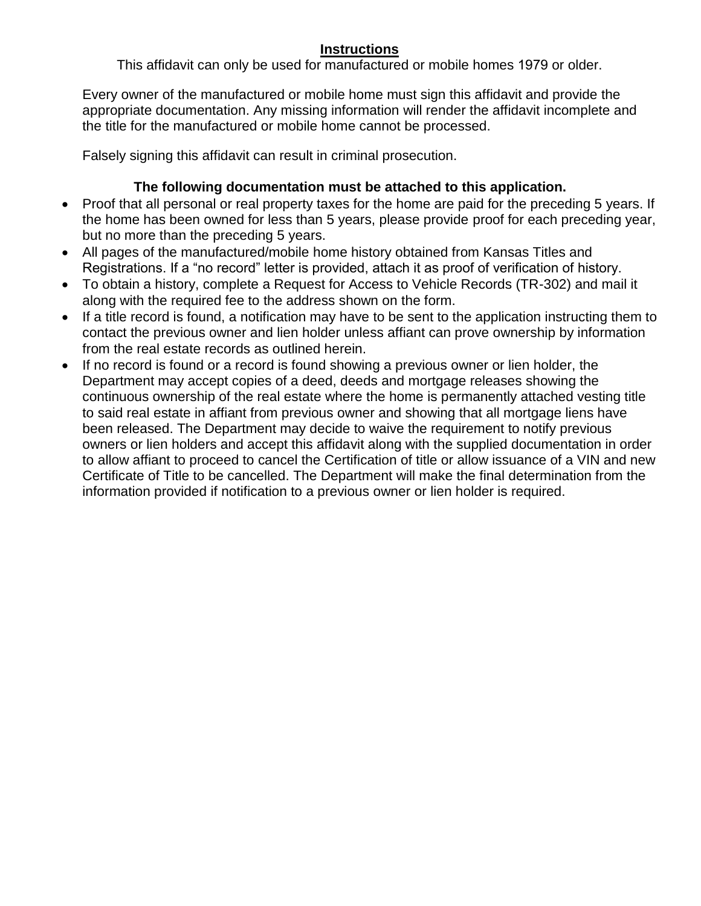## Instructions

This affidavit can only be used for manufactured or mobile homes 1979 or older.

Every owner of the manufactured or mobile home must sign this affidavit and provide the appropriate documentation. Any missing information will render the affidavit incomplete and the title for the manufactured or mobile home cannot be processed.

Falsely signing this affidavit can result in criminal prosecution.

**The following documentation must be attached to this application.**

- Proof that all personal or real property taxes for the home are paid for the preceding 5 years. If the home has been owned for less than 5 years, please provide proof for each preceding year, but no more than the preceding 5 years.
- All pages of the manufactured/mobile home history obtained from Kansas Titles and Registrations. If a "no record" letter is provided, attach it as proof of verification of history.
- To obtain a history, complete a Request for Access to Vehicle Records (TR-302) and mail it along with the required fee to the address shown on the form.
- If a title record is found, a notification may have to be sent to the application instructing them to contact the previous owner and lien holder unless affiant can prove ownership by information from the real estate records as outlined herein.
- If no record is found or a record is found showing a previous owner or lien holder, the Department may accept copies of a deed, deeds and mortgage releases showing the continuous ownership of the real estate where the home is permanently attached vesting title to said real estate in affiant from previous owner and showing that all mortgage liens have been released. The Department may decide to waive the requirement to notify previous owners or lien holders and accept this affidavit along with the supplied documentation in order to allow affiant to proceed to cancel the Certification of title or allow issuance of a VIN and new Certificate of Title to be cancelled. The Department will make the final determination from the information provided if notification to a previous owner or lien holder is required.